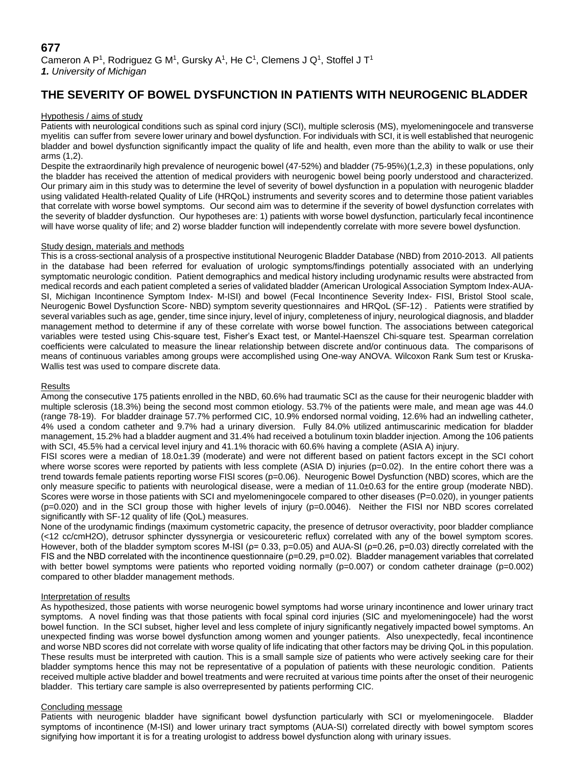**677**

Cameron A P[1], Rodriguez G M[1], Gursky A[1], He C[1], Clemens J Q[1], Stoffel J T[1]

***1.** University of Michigan*

# THE SEVERITY OF BOWEL DYSFUNCTION IN PATIENTS WITH NEUROGENIC BLADDER

## Hypothesis / aims of study

Patients with neurological conditions such as spinal cord injury (SCI), multiple sclerosis (MS), myelomeningocele and transverse myelitis can suffer from severe lower urinary and bowel dysfunction. For individuals with SCI, it is well established that neurogenic bladder and bowel dysfunction significantly impact the quality of life and health, even more than the ability to walk or use their arms (1,2).

Despite the extraordinarily high prevalence of neurogenic bowel (47-52%) and bladder (75-95%)(1,2,3) in these populations, only the bladder has received the attention of medical providers with neurogenic bowel being poorly understood and characterized. Our primary aim in this study was to determine the level of severity of bowel dysfunction in a population with neurogenic bladder using validated Health-related Quality of Life (HRQoL) instruments and severity scores and to determine those patient variables that correlate with worse bowel symptoms. Our second aim was to determine if the severity of bowel dysfunction correlates with the severity of bladder dysfunction. Our hypotheses are: 1) patients with worse bowel dysfunction, particularly fecal incontinence will have worse quality of life; and 2) worse bladder function will independently correlate with more severe bowel dysfunction.

## Study design, materials and methods

This is a cross-sectional analysis of a prospective institutional Neurogenic Bladder Database (NBD) from 2010-2013. All patients in the database had been referred for evaluation of urologic symptoms/findings potentially associated with an underlying symptomatic neurologic condition. Patient demographics and medical history including urodynamic results were abstracted from medical records and each patient completed a series of validated bladder (American Urological Association Symptom Index-AUA-SI, Michigan Incontinence Symptom Index- M-ISI) and bowel (Fecal Incontinence Severity Index- FISI, Bristol Stool scale, Neurogenic Bowel Dysfunction Score- NBD) symptom severity questionnaires and HRQoL (SF-12) . Patients were stratified by several variables such as age, gender, time since injury, level of injury, completeness of injury, neurological diagnosis, and bladder management method to determine if any of these correlate with worse bowel function. The associations between categorical variables were tested using Chis-square test, Fisher's Exact test, or Mantel-Haenszel Chi-square test. Spearman correlation coefficients were calculated to measure the linear relationship between discrete and/or continuous data. The comparisons of means of continuous variables among groups were accomplished using One-way ANOVA. Wilcoxon Rank Sum test or Kruska-Wallis test was used to compare discrete data.

## Results

Among the consecutive 175 patients enrolled in the NBD, 60.6% had traumatic SCI as the cause for their neurogenic bladder with multiple sclerosis (18.3%) being the second most common etiology. 53.7% of the patients were male, and mean age was 44.0 (range 78-19). For bladder drainage 57.7% performed CIC, 10.9% endorsed normal voiding, 12.6% had an indwelling catheter, 4% used a condom catheter and 9.7% had a urinary diversion. Fully 84.0% utilized antimuscarinic medication for bladder management, 15.2% had a bladder augment and 31.4% had received a botulinum toxin bladder injection. Among the 106 patients with SCI, 45.5% had a cervical level injury and 41.1% thoracic with 60.6% having a complete (ASIA A) injury.

FISI scores were a median of 18.0±1.39 (moderate) and were not different based on patient factors except in the SCI cohort where worse scores were reported by patients with less complete (ASIA D) injuries ($p=0.02$). In the entire cohort there was a trend towards female patients reporting worse FISI scores ($p=0.06$). Neurogenic Bowel Dysfunction (NBD) scores, which are the only measure specific to patients with neurological disease, were a median of 11.0±0.63 for the entire group (moderate NBD). Scores were worse in those patients with SCI and myelomeningocele compared to other diseases ($P=0.020$), in younger patients ($p=0.020$) and in the SCI group those with higher levels of injury ($p=0.0046$). Neither the FISI nor NBD scores correlated significantly with SF-12 quality of life (QoL) measures.

None of the urodynamic findings (maximum cystometric capacity, the presence of detrusor overactivity, poor bladder compliance (<12 cc/cmH2O), detrusor sphincter dyssynergia or vesicoureteric reflux) correlated with any of the bowel symptom scores. However, both of the bladder symptom scores M-ISI ($\rho= 0.33$, $p=0.05$) and AUA-SI ($\rho=0.26$, $p=0.03$) directly correlated with the FIS and the NBD correlated with the incontinence questionnaire ($\rho=0.29$, $p=0.02$). Bladder management variables that correlated with better bowel symptoms were patients who reported voiding normally ($p=0.007$) or condom catheter drainage ($p=0.002$) compared to other bladder management methods.

## Interpretation of results

As hypothesized, those patients with worse neurogenic bowel symptoms had worse urinary incontinence and lower urinary tract symptoms. A novel finding was that those patients with focal spinal cord injuries (SIC and myelomeningocele) had the worst bowel function. In the SCI subset, higher level and less complete of injury significantly negatively impacted bowel symptoms. An unexpected finding was worse bowel dysfunction among women and younger patients. Also unexpectedly, fecal incontinence and worse NBD scores did not correlate with worse quality of life indicating that other factors may be driving QoL in this population. These results must be interpreted with caution. This is a small sample size of patients who were actively seeking care for their bladder symptoms hence this may not be representative of a population of patients with these neurologic condition. Patients received multiple active bladder and bowel treatments and were recruited at various time points after the onset of their neurogenic bladder. This tertiary care sample is also overrepresented by patients performing CIC.

## Concluding message

Patients with neurogenic bladder have significant bowel dysfunction particularly with SCI or myelomeningocele. Bladder symptoms of incontinence (M-ISI) and lower urinary tract symptoms (AUA-SI) correlated directly with bowel symptom scores signifying how important it is for a treating urologist to address bowel dysfunction along with urinary issues.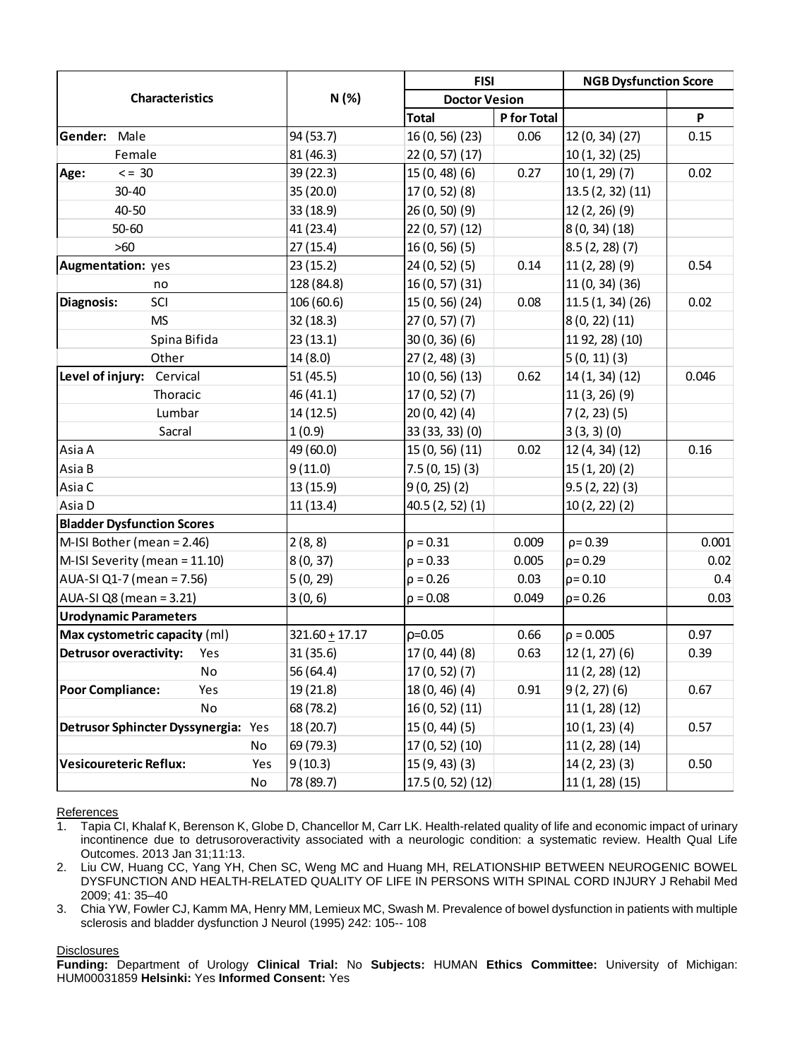| Characteristics | | N (%) | FISI | | NGB Dysfunction Score | |
|---|---|---|---|---|---|---|
| | | | Doctor Vesion | | | |
| | | | Total | P for Total | | P |
| **Gender:** Male | | 94 (53.7) | 16 (0, 56) (23) | 0.06 | 12 (0, 34) (27) | 0.15 |
| Female | | 81 (46.3) | 22 (0, 57) (17) | | 10 (1, 32) (25) | |
| **Age:** <= 30 | | 39 (22.3) | 15 (0, 48) (6) | 0.27 | 10 (1, 29) (7) | 0.02 |
| 30-40 | | 35 (20.0) | 17 (0, 52) (8) | | 13.5 (2, 32) (11) | |
| 40-50 | | 33 (18.9) | 26 (0, 50) (9) | | 12 (2, 26) (9) | |
| 50-60 | | 41 (23.4) | 22 (0, 57) (12) | | 8 (0, 34) (18) | |
| >60 | | 27 (15.4) | 16 (0, 56) (5) | | 8.5 (2, 28) (7) | |
| **Augmentation:** yes | | 23 (15.2) | 24 (0, 52) (5) | 0.14 | 11 (2, 28) (9) | 0.54 |
| no | | 128 (84.8) | 16 (0, 57) (31) | | 11 (0, 34) (36) | |
| **Diagnosis:** SCI | | 106 (60.6) | 15 (0, 56) (24) | 0.08 | 11.5 (1, 34) (26) | 0.02 |
| MS | | 32 (18.3) | 27 (0, 57) (7) | | 8 (0, 22) (11) | |
| Spina Bifida | | 23 (13.1) | 30 (0, 36) (6) | | 11 92, 28) (10) | |
| Other | | 14 (8.0) | 27 (2, 48) (3) | | 5 (0, 11) (3) | |
| **Level of injury:** Cervical | | 51 (45.5) | 10 (0, 56) (13) | 0.62 | 14 (1, 34) (12) | 0.046 |
| Thoracic | | 46 (41.1) | 17 (0, 52) (7) | | 11 (3, 26) (9) | |
| Lumbar | | 14 (12.5) | 20 (0, 42) (4) | | 7 (2, 23) (5) | |
| Sacral | | 1 (0.9) | 33 (33, 33) (0) | | 3 (3, 3) (0) | |
| Asia A | | 49 (60.0) | 15 (0, 56) (11) | 0.02 | 12 (4, 34) (12) | 0.16 |
| Asia B | | 9 (11.0) | 7.5 (0, 15) (3) | | 15 (1, 20) (2) | |
| Asia C | | 13 (15.9) | 9 (0, 25) (2) | | 9.5 (2, 22) (3) | |
| Asia D | | 11 (13.4) | 40.5 (2, 52) (1) | | 10 (2, 22) (2) | |
| **Bladder Dysfunction Scores** | | | | | | |
| M-ISI Bother (mean = 2.46) | | 2 (8, 8) | ρ = 0.31 | 0.009 | ρ= 0.39 | 0.001 |
| M-ISI Severity (mean = 11.10) | | 8 (0, 37) | ρ = 0.33 | 0.005 | ρ= 0.29 | 0.02 |
| AUA-SI Q1-7 (mean = 7.56) | | 5 (0, 29) | ρ = 0.26 | 0.03 | ρ= 0.10 | 0.4 |
| AUA-SI Q8 (mean = 3.21) | | 3 (0, 6) | ρ = 0.08 | 0.049 | ρ= 0.26 | 0.03 |
| **Urodynamic Parameters** | | | | | | |
| **Max cystometric capacity** (ml) | | 321.60 ± 17.17 | ρ=0.05 | 0.66 | ρ = 0.005 | 0.97 |
| **Detrusor overactivity:** | Yes | 31 (35.6) | 17 (0, 44) (8) | 0.63 | 12 (1, 27) (6) | 0.39 |
| | No | 56 (64.4) | 17 (0, 52) (7) | | 11 (2, 28) (12) | |
| **Poor Compliance:** | Yes | 19 (21.8) | 18 (0, 46) (4) | 0.91 | 9 (2, 27) (6) | 0.67 |
| | No | 68 (78.2) | 16 (0, 52) (11) | | 11 (1, 28) (12) | |
| **Detrusor Sphincter Dyssynergia:** | Yes | 18 (20.7) | 15 (0, 44) (5) | | 10 (1, 23) (4) | 0.57 |
| | No | 69 (79.3) | 17 (0, 52) (10) | | 11 (2, 28) (14) | |
| **Vesicoureteric Reflux:** | Yes | 9 (10.3) | 15 (9, 43) (3) | | 14 (2, 23) (3) | 0.50 |
| | No | 78 (89.7) | 17.5 (0, 52) (12) | | 11 (1, 28) (15) | |

References

1. Tapia CI, Khalaf K, Berenson K, Globe D, Chancellor M, Carr LK. Health-related quality of life and economic impact of urinary incontinence due to detrusoroveractivity associated with a neurologic condition: a systematic review. Health Qual Life Outcomes. 2013 Jan 31;11:13.
2. Liu CW, Huang CC, Yang YH, Chen SC, Weng MC and Huang MH, RELATIONSHIP BETWEEN NEUROGENIC BOWEL DYSFUNCTION AND HEALTH-RELATED QUALITY OF LIFE IN PERSONS WITH SPINAL CORD INJURY J Rehabil Med 2009; 41: 35–40
3. Chia YW, Fowler CJ, Kamm MA, Henry MM, Lemieux MC, Swash M. Prevalence of bowel dysfunction in patients with multiple sclerosis and bladder dysfunction J Neurol (1995) 242: 105-- 108

Disclosures

**Funding:** Department of Urology **Clinical Trial:** No **Subjects:** HUMAN **Ethics Committee:** University of Michigan: HUM00031859 **Helsinki:** Yes **Informed Consent:** Yes